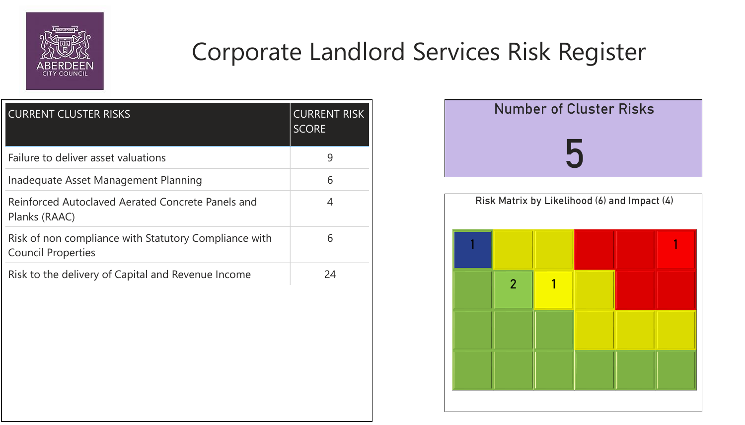# Corporate Landlord Services Risk Register

| CURRENT CLUSTER RISKS | CURRENT RISK SCORE |
| --- | --- |
| Failure to deliver asset valuations | 9 |
| Inadequate Asset Management Planning | 6 |
| Reinforced Autoclaved Aerated Concrete Panels and Planks (RAAC) | 4 |
| Risk of non compliance with Statutory Compliance with Council Properties | 6 |
| Risk to the delivery of Capital and Revenue Income | 24 |

**Number of Cluster Risks**

**5**

**Risk Matrix by Likelihood (6) and Impact (4)**

| | | | | | |
| --- | --- | --- | --- | --- | --- |
| 1 | | | | | 1 |
| | 2 | 1 | | | |
| | | | | | |
| | | | | | |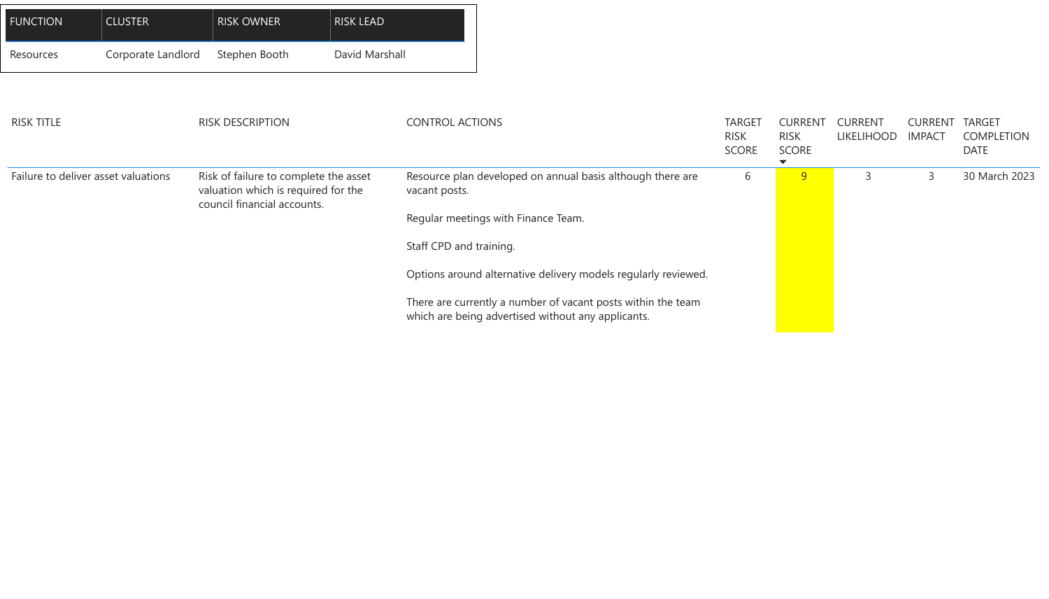| FUNCTION | CLUSTER | RISK OWNER | RISK LEAD |
|---|---|---|---|
| Resources | Corporate Landlord | Stephen Booth | David Marshall |

| RISK TITLE | RISK DESCRIPTION | CONTROL ACTIONS | TARGET RISK SCORE | CURRENT RISK SCORE | CURRENT LIKELIHOOD | CURRENT IMPACT | TARGET COMPLETION DATE |
|---|---|---|---|---|---|---|---|
| Failure to deliver asset valuations | Risk of failure to complete the asset valuation which is required for the council financial accounts. | Resource plan developed on annual basis although there are vacant posts.<br><br>Regular meetings with Finance Team.<br><br>Staff CPD and training.<br><br>Options around alternative delivery models regularly reviewed.<br><br>There are currently a number of vacant posts within the team which are being advertised without any applicants. | 6 | 9 | 3 | 3 | 30 March 2023 |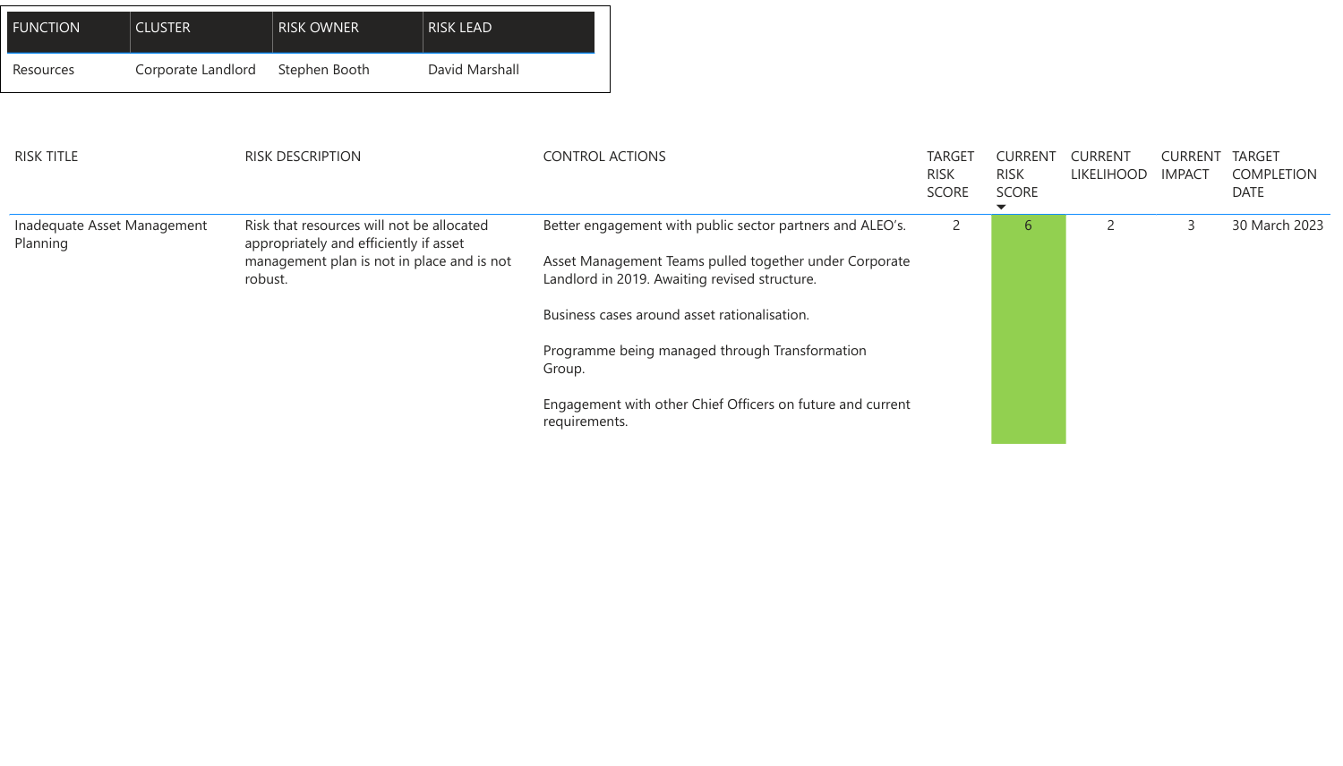| FUNCTION | CLUSTER | RISK OWNER | RISK LEAD |
| --- | --- | --- | --- |
| Resources | Corporate Landlord | Stephen Booth | David Marshall |

| RISK TITLE | RISK DESCRIPTION | CONTROL ACTIONS | TARGET RISK SCORE | CURRENT RISK SCORE | CURRENT LIKELIHOOD | CURRENT IMPACT | TARGET COMPLETION DATE |
| --- | --- | --- | --- | --- | --- | --- | --- |
| Inadequate Asset Management Planning | Risk that resources will not be allocated appropriately and efficiently if asset management plan is not in place and is not robust. | Better engagement with public sector partners and ALEO's.<br><br>Asset Management Teams pulled together under Corporate Landlord in 2019. Awaiting revised structure.<br><br>Business cases around asset rationalisation.<br><br>Programme being managed through Transformation Group.<br><br>Engagement with other Chief Officers on future and current requirements. | 2 | 6 | 2 | 3 | 30 March 2023 |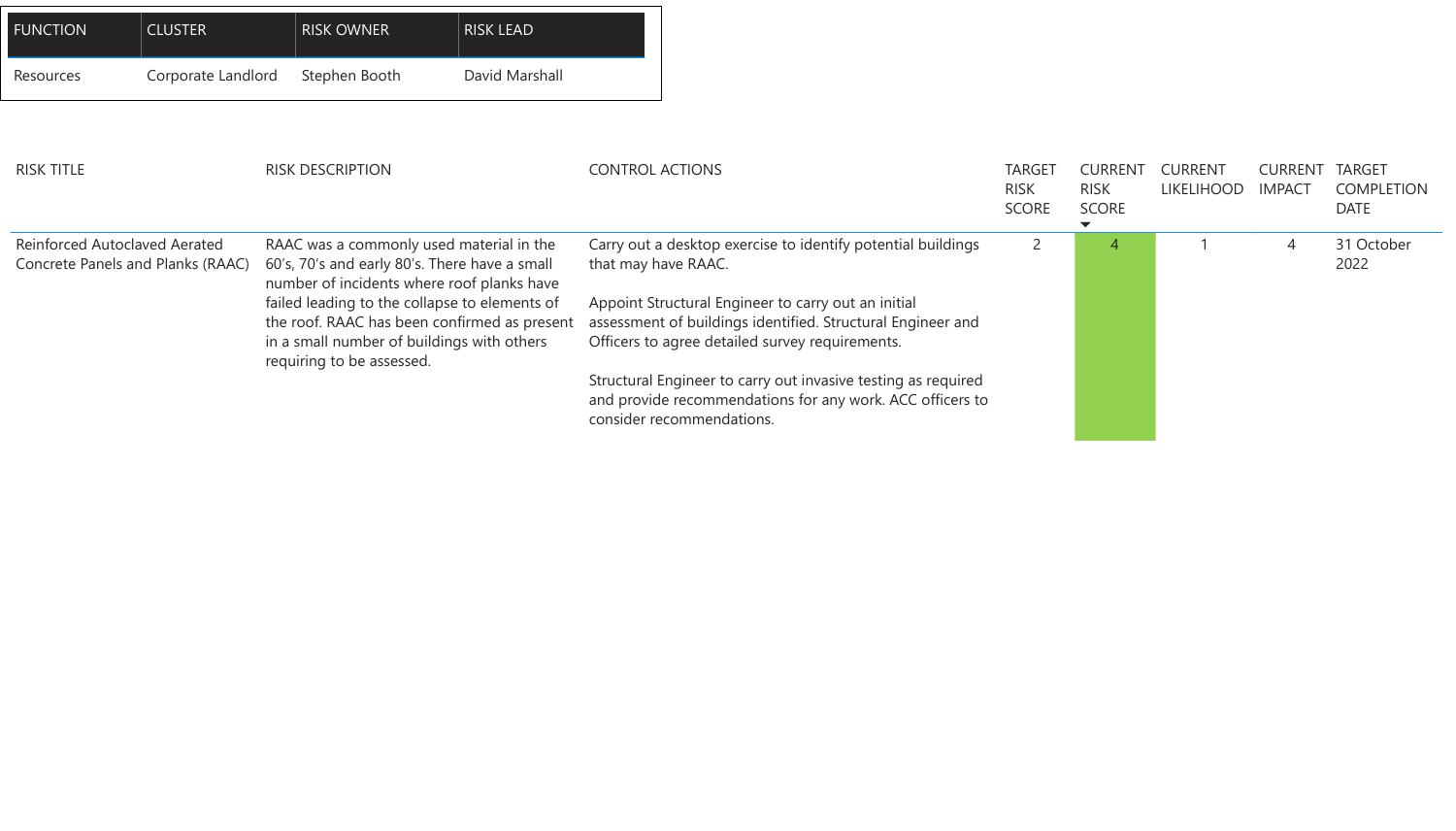| FUNCTION | CLUSTER | RISK OWNER | RISK LEAD |
|---|---|---|---|
| Resources | Corporate Landlord | Stephen Booth | David Marshall |

| RISK TITLE | RISK DESCRIPTION | CONTROL ACTIONS | TARGET RISK SCORE | CURRENT RISK SCORE | CURRENT LIKELIHOOD | CURRENT IMPACT | TARGET COMPLETION DATE |
|---|---|---|---|---|---|---|---|
| Reinforced Autoclaved Aerated Concrete Panels and Planks (RAAC) | RAAC was a commonly used material in the 60's, 70's and early 80's. There have a small number of incidents where roof planks have failed leading to the collapse to elements of the roof. RAAC has been confirmed as present in a small number of buildings with others requiring to be assessed. | Carry out a desktop exercise to identify potential buildings that may have RAAC.<br><br>Appoint Structural Engineer to carry out an initial assessment of buildings identified. Structural Engineer and Officers to agree detailed survey requirements.<br><br>Structural Engineer to carry out invasive testing as required and provide recommendations for any work. ACC officers to consider recommendations. | 2 | 4 | 1 | 4 | 31 October 2022 |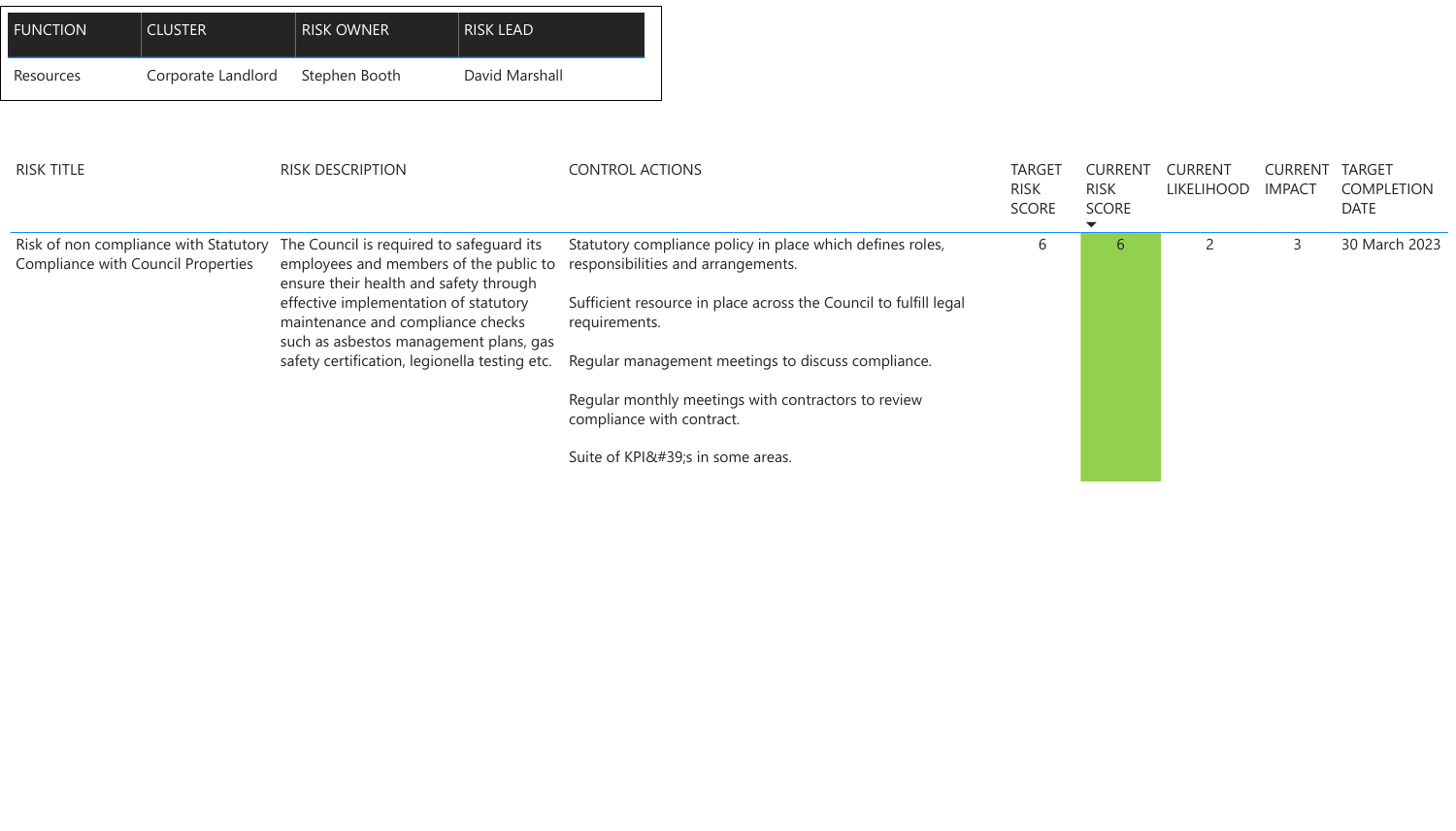| FUNCTION | CLUSTER | RISK OWNER | RISK LEAD |
| --- | --- | --- | --- |
| Resources | Corporate Landlord | Stephen Booth | David Marshall |

| RISK TITLE | RISK DESCRIPTION | CONTROL ACTIONS | TARGET RISK SCORE | CURRENT RISK SCORE | CURRENT LIKELIHOOD | CURRENT IMPACT | TARGET COMPLETION DATE |
| --- | --- | --- | --- | --- | --- | --- | --- |
| Risk of non compliance with Statutory Compliance with Council Properties | The Council is required to safeguard its employees and members of the public to ensure their health and safety through effective implementation of statutory maintenance and compliance checks such as asbestos management plans, gas safety certification, legionella testing etc. | Statutory compliance policy in place which defines roles, responsibilities and arrangements.<br><br>Sufficient resource in place across the Council to fulfill legal requirements.<br><br>Regular management meetings to discuss compliance.<br><br>Regular monthly meetings with contractors to review compliance with contract.<br><br>Suite of KPI&#39;s in some areas. | 6 | 6 | 2 | 3 | 30 March 2023 |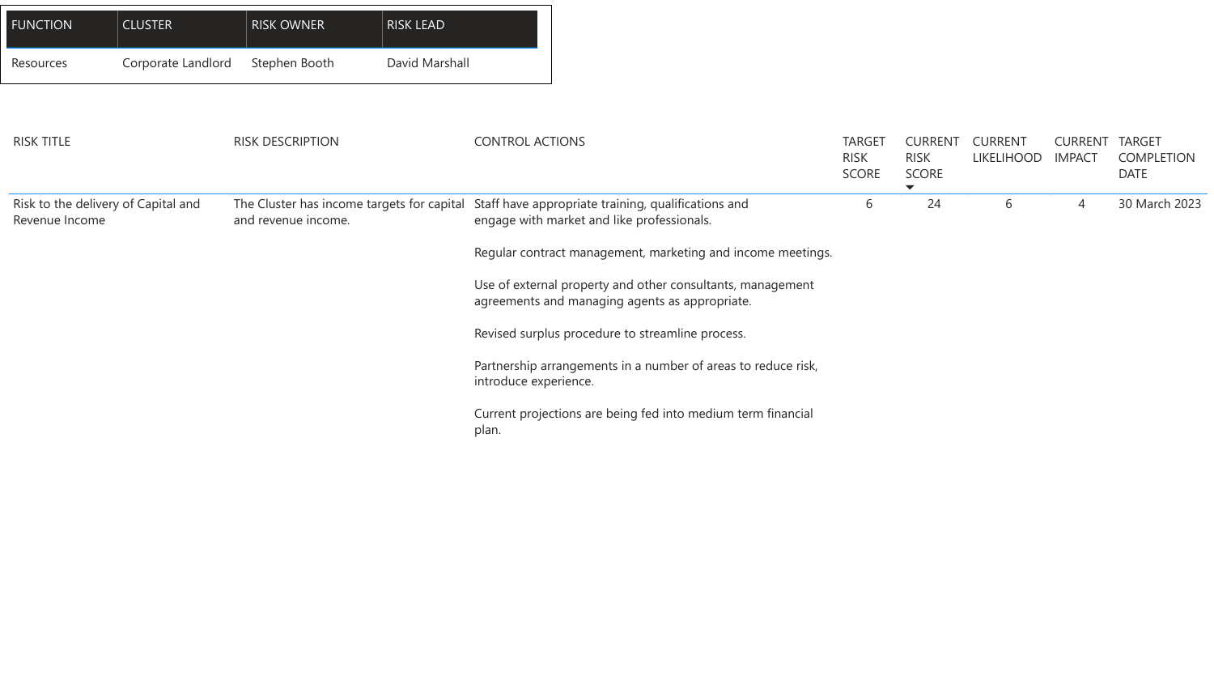| FUNCTION | CLUSTER | RISK OWNER | RISK LEAD |
| --- | --- | --- | --- |
| Resources | Corporate Landlord | Stephen Booth | David Marshall |

| RISK TITLE | RISK DESCRIPTION | CONTROL ACTIONS | TARGET RISK SCORE | CURRENT RISK SCORE | CURRENT LIKELIHOOD | CURRENT IMPACT | TARGET COMPLETION DATE |
| --- | --- | --- | --- | --- | --- | --- | --- |
| Risk to the delivery of Capital and Revenue Income | The Cluster has income targets for capital and revenue income. | Staff have appropriate training, qualifications and engage with market and like professionals.<br><br>Regular contract management, marketing and income meetings.<br><br>Use of external property and other consultants, management agreements and managing agents as appropriate.<br><br>Revised surplus procedure to streamline process.<br><br>Partnership arrangements in a number of areas to reduce risk, introduce experience.<br><br>Current projections are being fed into medium term financial plan. | 6 | 24 | 6 | 4 | 30 March 2023 |